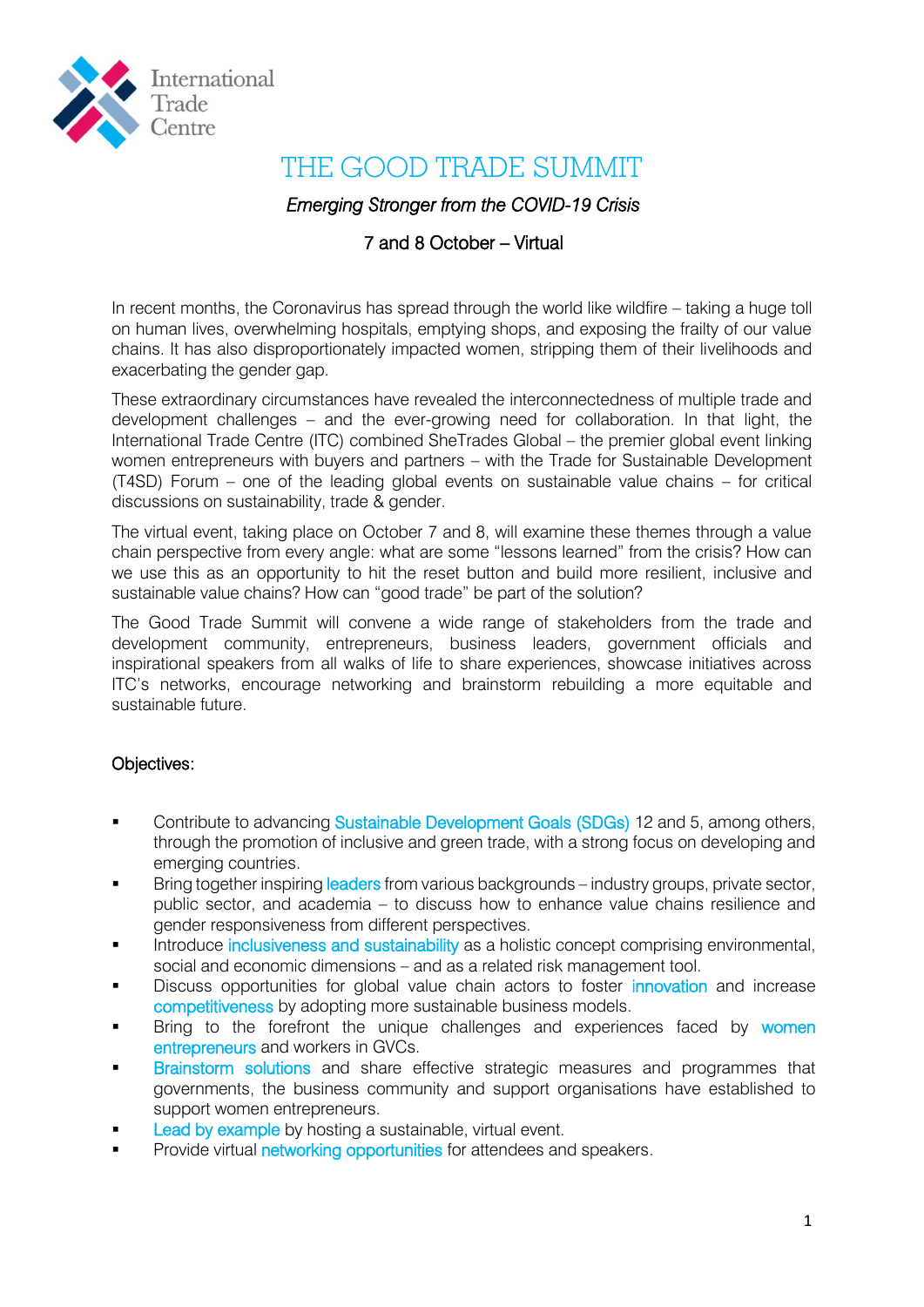International Trade Centre

# THE GOOD TRADE SUMMIT

*Emerging Stronger from the COVID-19 Crisis*

7 and 8 October – Virtual

In recent months, the Coronavirus has spread through the world like wildfire – taking a huge toll on human lives, overwhelming hospitals, emptying shops, and exposing the frailty of our value chains. It has also disproportionately impacted women, stripping them of their livelihoods and exacerbating the gender gap.

These extraordinary circumstances have revealed the interconnectedness of multiple trade and development challenges – and the ever-growing need for collaboration. In that light, the International Trade Centre (ITC) combined SheTrades Global – the premier global event linking women entrepreneurs with buyers and partners – with the Trade for Sustainable Development (T4SD) Forum – one of the leading global events on sustainable value chains – for critical discussions on sustainability, trade & gender.

The virtual event, taking place on October 7 and 8, will examine these themes through a value chain perspective from every angle: what are some "lessons learned" from the crisis? How can we use this as an opportunity to hit the reset button and build more resilient, inclusive and sustainable value chains? How can "good trade" be part of the solution?

The Good Trade Summit will convene a wide range of stakeholders from the trade and development community, entrepreneurs, business leaders, government officials and inspirational speakers from all walks of life to share experiences, showcase initiatives across ITC's networks, encourage networking and brainstorm rebuilding a more equitable and sustainable future.

## Objectives:

- Contribute to advancing Sustainable Development Goals (SDGs) 12 and 5, among others, through the promotion of inclusive and green trade, with a strong focus on developing and emerging countries.
- Bring together inspiring leaders from various backgrounds – industry groups, private sector, public sector, and academia – to discuss how to enhance value chains resilience and gender responsiveness from different perspectives.
- Introduce inclusiveness and sustainability as a holistic concept comprising environmental, social and economic dimensions – and as a related risk management tool.
- Discuss opportunities for global value chain actors to foster innovation and increase competitiveness by adopting more sustainable business models.
- Bring to the forefront the unique challenges and experiences faced by women entrepreneurs and workers in GVCs.
- Brainstorm solutions and share effective strategic measures and programmes that governments, the business community and support organisations have established to support women entrepreneurs.
- Lead by example by hosting a sustainable, virtual event.
- Provide virtual networking opportunities for attendees and speakers.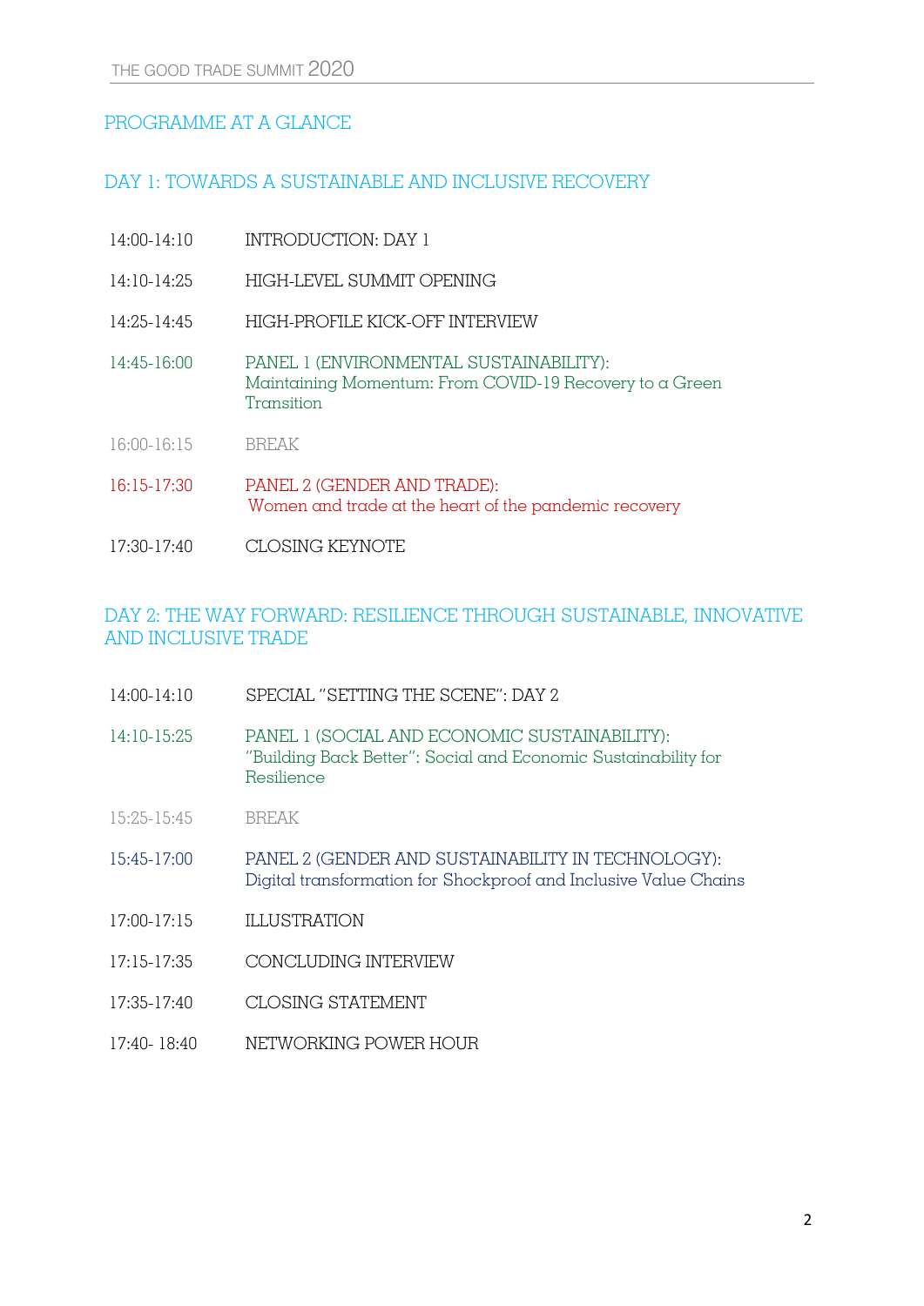## PROGRAMME AT A GLANCE

### DAY 1: TOWARDS A SUSTAINABLE AND INCLUSIVE RECOVERY

| | |
|---|---|
| 14:00-14:10 | INTRODUCTION: DAY 1 |
| 14:10-14:25 | HIGH-LEVEL SUMMIT OPENING |
| 14:25-14:45 | HIGH-PROFILE KICK-OFF INTERVIEW |
| 14:45-16:00 | PANEL 1 (ENVIRONMENTAL SUSTAINABILITY): Maintaining Momentum: From COVID-19 Recovery to a Green Transition |
| 16:00-16:15 | BREAK |
| 16:15-17:30 | PANEL 2 (GENDER AND TRADE): Women and trade at the heart of the pandemic recovery |
| 17:30-17:40 | CLOSING KEYNOTE |

### DAY 2: THE WAY FORWARD: RESILIENCE THROUGH SUSTAINABLE, INNOVATIVE AND INCLUSIVE TRADE

| | |
|---|---|
| 14:00-14:10 | SPECIAL "SETTING THE SCENE": DAY 2 |
| 14:10-15:25 | PANEL 1 (SOCIAL AND ECONOMIC SUSTAINABILITY): "Building Back Better": Social and Economic Sustainability for Resilience |
| 15:25-15:45 | BREAK |
| 15:45-17:00 | PANEL 2 (GENDER AND SUSTAINABILITY IN TECHNOLOGY): Digital transformation for Shockproof and Inclusive Value Chains |
| 17:00-17:15 | ILLUSTRATION |
| 17:15-17:35 | CONCLUDING INTERVIEW |
| 17:35-17:40 | CLOSING STATEMENT |
| 17:40- 18:40 | NETWORKING POWER HOUR |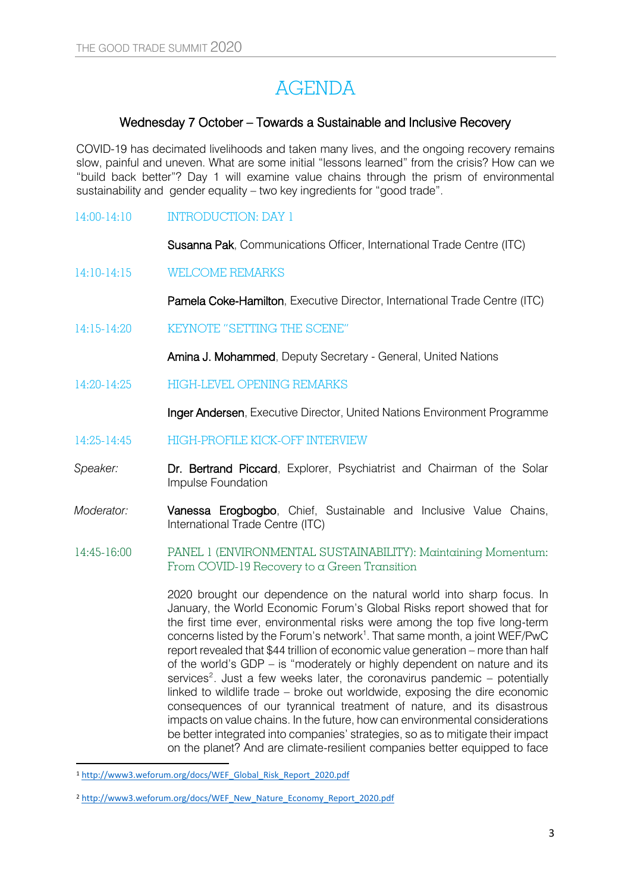# AGENDA

## Wednesday 7 October – Towards a Sustainable and Inclusive Recovery

COVID-19 has decimated livelihoods and taken many lives, and the ongoing recovery remains slow, painful and uneven. What are some initial "lessons learned" from the crisis? How can we "build back better"? Day 1 will examine value chains through the prism of environmental sustainability and gender equality – two key ingredients for "good trade".

**14:00-14:10** INTRODUCTION: DAY 1

**Susanna Pak**, Communications Officer, International Trade Centre (ITC)

**14:10-14:15** WELCOME REMARKS

**Pamela Coke-Hamilton**, Executive Director, International Trade Centre (ITC)

**14:15-14:20** KEYNOTE "SETTING THE SCENE"

**Amina J. Mohammed**, Deputy Secretary - General, United Nations

**14:20-14:25** HIGH-LEVEL OPENING REMARKS

**Inger Andersen**, Executive Director, United Nations Environment Programme

**14:25-14:45** HIGH-PROFILE KICK-OFF INTERVIEW

*Speaker:* **Dr. Bertrand Piccard**, Explorer, Psychiatrist and Chairman of the Solar Impulse Foundation

*Moderator:* **Vanessa Erogbogbo**, Chief, Sustainable and Inclusive Value Chains, International Trade Centre (ITC)

**14:45-16:00** PANEL 1 (ENVIRONMENTAL SUSTAINABILITY): Maintaining Momentum: From COVID-19 Recovery to a Green Transition

2020 brought our dependence on the natural world into sharp focus. In January, the World Economic Forum's Global Risks report showed that for the first time ever, environmental risks were among the top five long-term concerns listed by the Forum's network[1]. That same month, a joint WEF/PwC report revealed that $44 trillion of economic value generation – more than half of the world's GDP – is "moderately or highly dependent on nature and its services[2]. Just a few weeks later, the coronavirus pandemic – potentially linked to wildlife trade – broke out worldwide, exposing the dire economic consequences of our tyrannical treatment of nature, and its disastrous impacts on value chains. In the future, how can environmental considerations be better integrated into companies' strategies, so as to mitigate their impact on the planet? And are climate-resilient companies better equipped to face

[1] http://www3.weforum.org/docs/WEF_Global_Risk_Report_2020.pdf

[2] http://www3.weforum.org/docs/WEF_New_Nature_Economy_Report_2020.pdf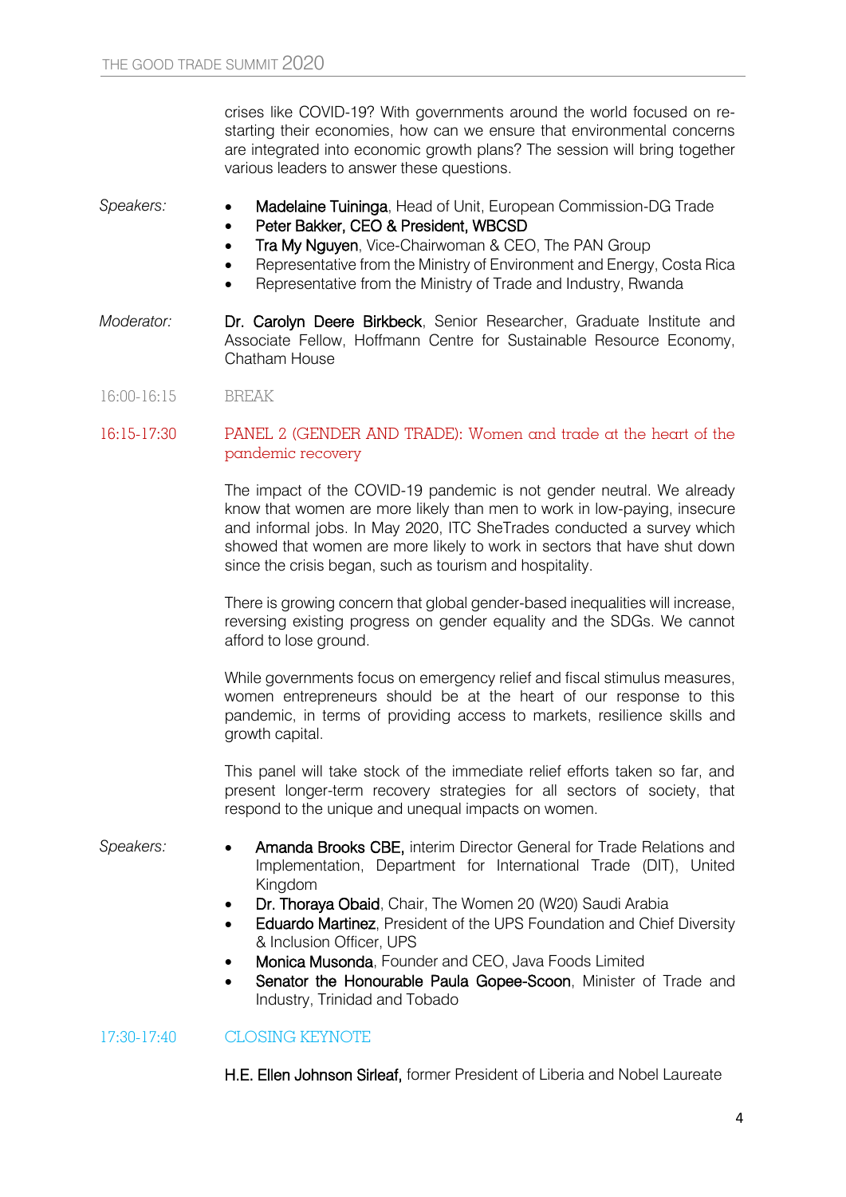crises like COVID-19? With governments around the world focused on re-starting their economies, how can we ensure that environmental concerns are integrated into economic growth plans? The session will bring together various leaders to answer these questions.

*Speakers:*

- **Madelaine Tuininga**, Head of Unit, European Commission-DG Trade
- **Peter Bakker, CEO & President, WBCSD**
- **Tra My Nguyen**, Vice-Chairwoman & CEO, The PAN Group
- Representative from the Ministry of Environment and Energy, Costa Rica
- Representative from the Ministry of Trade and Industry, Rwanda

*Moderator:* **Dr. Carolyn Deere Birkbeck**, Senior Researcher, Graduate Institute and Associate Fellow, Hoffmann Centre for Sustainable Resource Economy, Chatham House

16:00-16:15 BREAK

## 16:15-17:30 PANEL 2 (GENDER AND TRADE): Women and trade at the heart of the pandemic recovery

The impact of the COVID-19 pandemic is not gender neutral. We already know that women are more likely than men to work in low-paying, insecure and informal jobs. In May 2020, ITC SheTrades conducted a survey which showed that women are more likely to work in sectors that have shut down since the crisis began, such as tourism and hospitality.

There is growing concern that global gender-based inequalities will increase, reversing existing progress on gender equality and the SDGs. We cannot afford to lose ground.

While governments focus on emergency relief and fiscal stimulus measures, women entrepreneurs should be at the heart of our response to this pandemic, in terms of providing access to markets, resilience skills and growth capital.

This panel will take stock of the immediate relief efforts taken so far, and present longer-term recovery strategies for all sectors of society, that respond to the unique and unequal impacts on women.

*Speakers:*

- **Amanda Brooks CBE,** interim Director General for Trade Relations and Implementation, Department for International Trade (DIT), United Kingdom
- **Dr. Thoraya Obaid**, Chair, The Women 20 (W20) Saudi Arabia
- **Eduardo Martinez**, President of the UPS Foundation and Chief Diversity & Inclusion Officer, UPS
- **Monica Musonda**, Founder and CEO, Java Foods Limited
- **Senator the Honourable Paula Gopee-Scoon**, Minister of Trade and Industry, Trinidad and Tobado

## 17:30-17:40 CLOSING KEYNOTE

**H.E. Ellen Johnson Sirleaf,** former President of Liberia and Nobel Laureate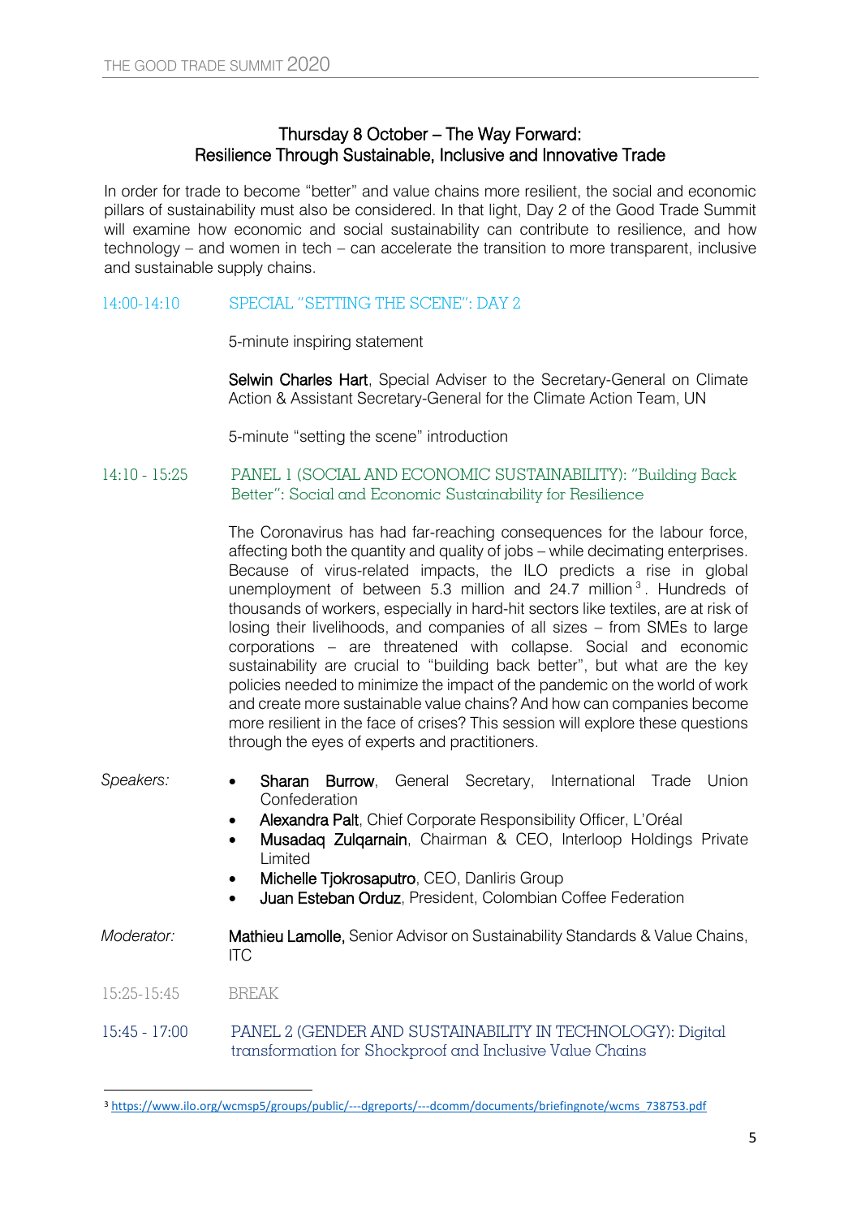## Thursday 8 October – The Way Forward: Resilience Through Sustainable, Inclusive and Innovative Trade

In order for trade to become "better" and value chains more resilient, the social and economic pillars of sustainability must also be considered. In that light, Day 2 of the Good Trade Summit will examine how economic and social sustainability can contribute to resilience, and how technology – and women in tech – can accelerate the transition to more transparent, inclusive and sustainable supply chains.

### 14:00-14:10 SPECIAL "SETTING THE SCENE": DAY 2

5-minute inspiring statement

**Selwin Charles Hart**, Special Adviser to the Secretary-General on Climate Action & Assistant Secretary-General for the Climate Action Team, UN

5-minute "setting the scene" introduction

### 14:10 - 15:25 PANEL 1 (SOCIAL AND ECONOMIC SUSTAINABILITY): "Building Back Better": Social and Economic Sustainability for Resilience

The Coronavirus has had far-reaching consequences for the labour force, affecting both the quantity and quality of jobs – while decimating enterprises. Because of virus-related impacts, the ILO predicts a rise in global unemployment of between 5.3 million and 24.7 million[3]. Hundreds of thousands of workers, especially in hard-hit sectors like textiles, are at risk of losing their livelihoods, and companies of all sizes – from SMEs to large corporations – are threatened with collapse. Social and economic sustainability are crucial to "building back better", but what are the key policies needed to minimize the impact of the pandemic on the world of work and create more sustainable value chains? And how can companies become more resilient in the face of crises? This session will explore these questions through the eyes of experts and practitioners.

*Speakers:*

- **Sharan Burrow**, General Secretary, International Trade Union Confederation
- **Alexandra Palt**, Chief Corporate Responsibility Officer, L'Oréal
- **Musadaq Zulqarnain**, Chairman & CEO, Interloop Holdings Private Limited
- **Michelle Tjokrosaputro**, CEO, Danliris Group
- **Juan Esteban Orduz**, President, Colombian Coffee Federation

*Moderator:* **Mathieu Lamolle,** Senior Advisor on Sustainability Standards & Value Chains, ITC

15:25-15:45 BREAK

### 15:45 - 17:00 PANEL 2 (GENDER AND SUSTAINABILITY IN TECHNOLOGY): Digital transformation for Shockproof and Inclusive Value Chains

---

[3] https://www.ilo.org/wcmsp5/groups/public/---dgreports/---dcomm/documents/briefingnote/wcms_738753.pdf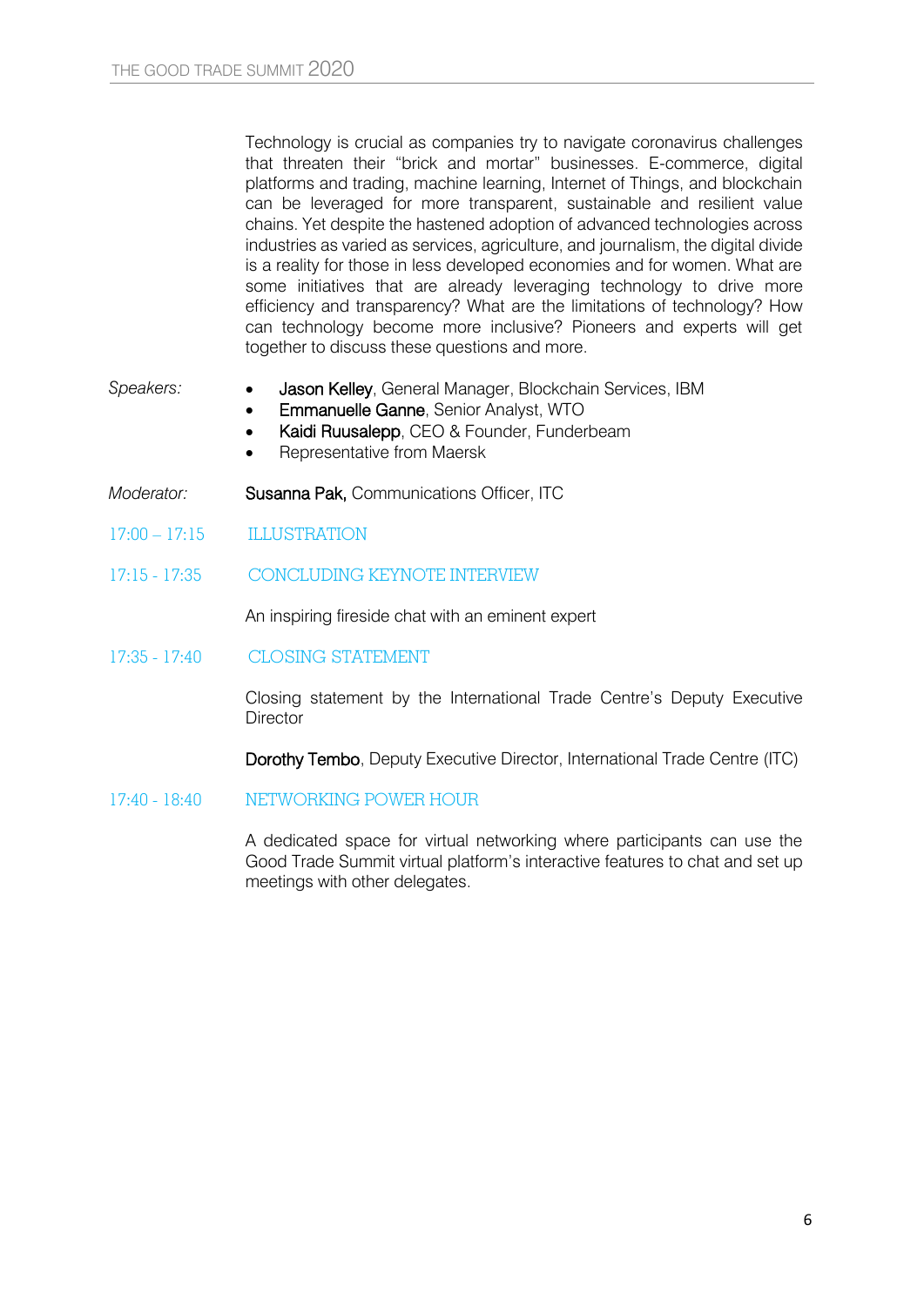Technology is crucial as companies try to navigate coronavirus challenges that threaten their "brick and mortar" businesses. E-commerce, digital platforms and trading, machine learning, Internet of Things, and blockchain can be leveraged for more transparent, sustainable and resilient value chains. Yet despite the hastened adoption of advanced technologies across industries as varied as services, agriculture, and journalism, the digital divide is a reality for those in less developed economies and for women. What are some initiatives that are already leveraging technology to drive more efficiency and transparency? What are the limitations of technology? How can technology become more inclusive? Pioneers and experts will get together to discuss these questions and more.

*Speakers:*

- **Jason Kelley**, General Manager, Blockchain Services, IBM
- **Emmanuelle Ganne**, Senior Analyst, WTO
- **Kaidi Ruusalepp**, CEO & Founder, Funderbeam
- Representative from Maersk

*Moderator:* **Susanna Pak,** Communications Officer, ITC

## 17:00 – 17:15 ILLUSTRATION

## 17:15 - 17:35 CONCLUDING KEYNOTE INTERVIEW

An inspiring fireside chat with an eminent expert

## 17:35 - 17:40 CLOSING STATEMENT

Closing statement by the International Trade Centre's Deputy Executive Director

**Dorothy Tembo**, Deputy Executive Director, International Trade Centre (ITC)

## 17:40 - 18:40 NETWORKING POWER HOUR

A dedicated space for virtual networking where participants can use the Good Trade Summit virtual platform's interactive features to chat and set up meetings with other delegates.